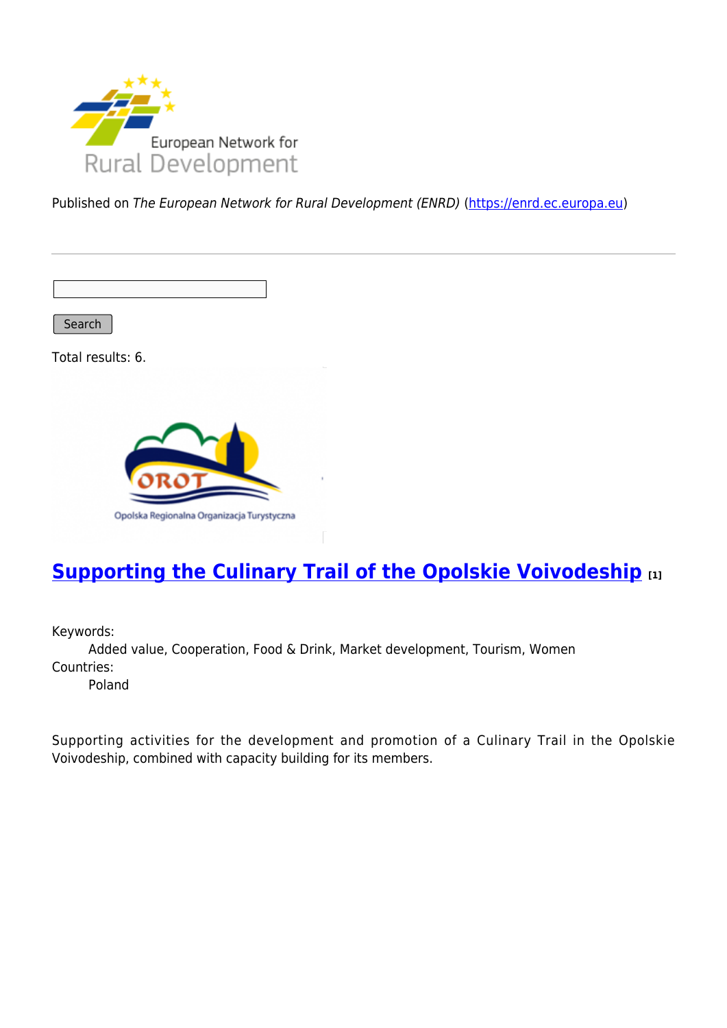Published on *The European Network for Rural Development (ENRD)* (https://enrd.ec.europa.eu)

Search

Total results: 6.

## Supporting the Culinary Trail of the Opolskie Voivodeship [1]

Keywords:
    Added value, Cooperation, Food & Drink, Market development, Tourism, Women

Countries:
    Poland

Supporting activities for the development and promotion of a Culinary Trail in the Opolskie Voivodeship, combined with capacity building for its members.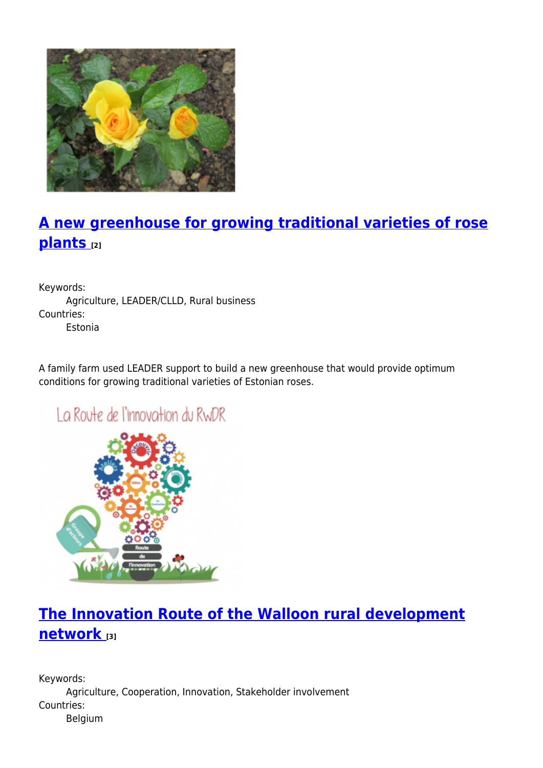## [A new greenhouse for growing traditional varieties of rose plants [2]]

Keywords:
Agriculture, LEADER/CLLD, Rural business

Countries:
Estonia

A family farm used LEADER support to build a new greenhouse that would provide optimum conditions for growing traditional varieties of Estonian roses.

## [The Innovation Route of the Walloon rural development network [3]]

Keywords:
Agriculture, Cooperation, Innovation, Stakeholder involvement

Countries:
Belgium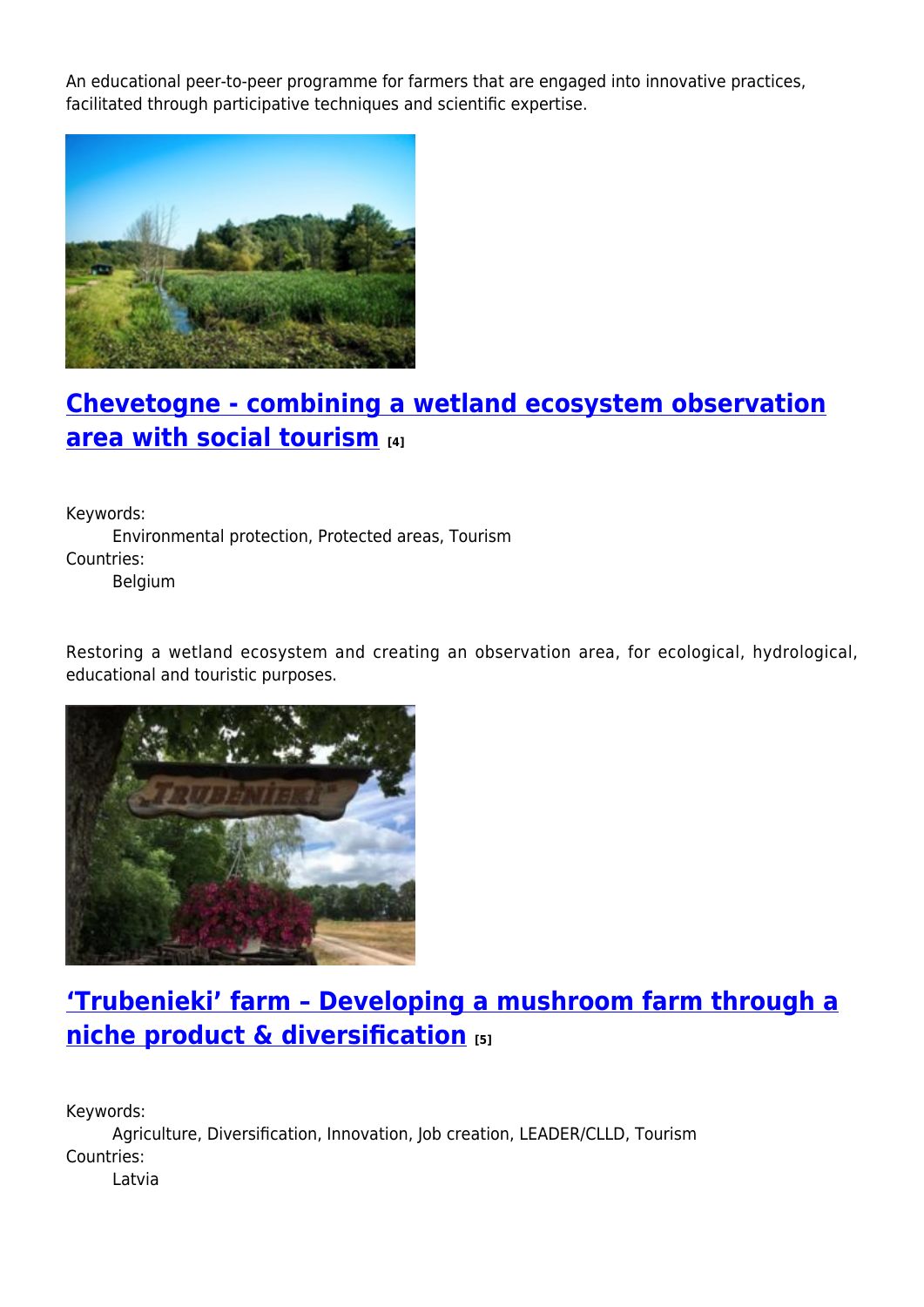An educational peer-to-peer programme for farmers that are engaged into innovative practices, facilitated through participative techniques and scientific expertise.

## Chevetogne - combining a wetland ecosystem observation area with social tourism [4]

Keywords:
: Environmental protection, Protected areas, Tourism

Countries:
: Belgium

Restoring a wetland ecosystem and creating an observation area, for ecological, hydrological, educational and touristic purposes.

## 'Trubenieki' farm – Developing a mushroom farm through a niche product & diversification [5]

Keywords:
: Agriculture, Diversification, Innovation, Job creation, LEADER/CLLD, Tourism

Countries:
: Latvia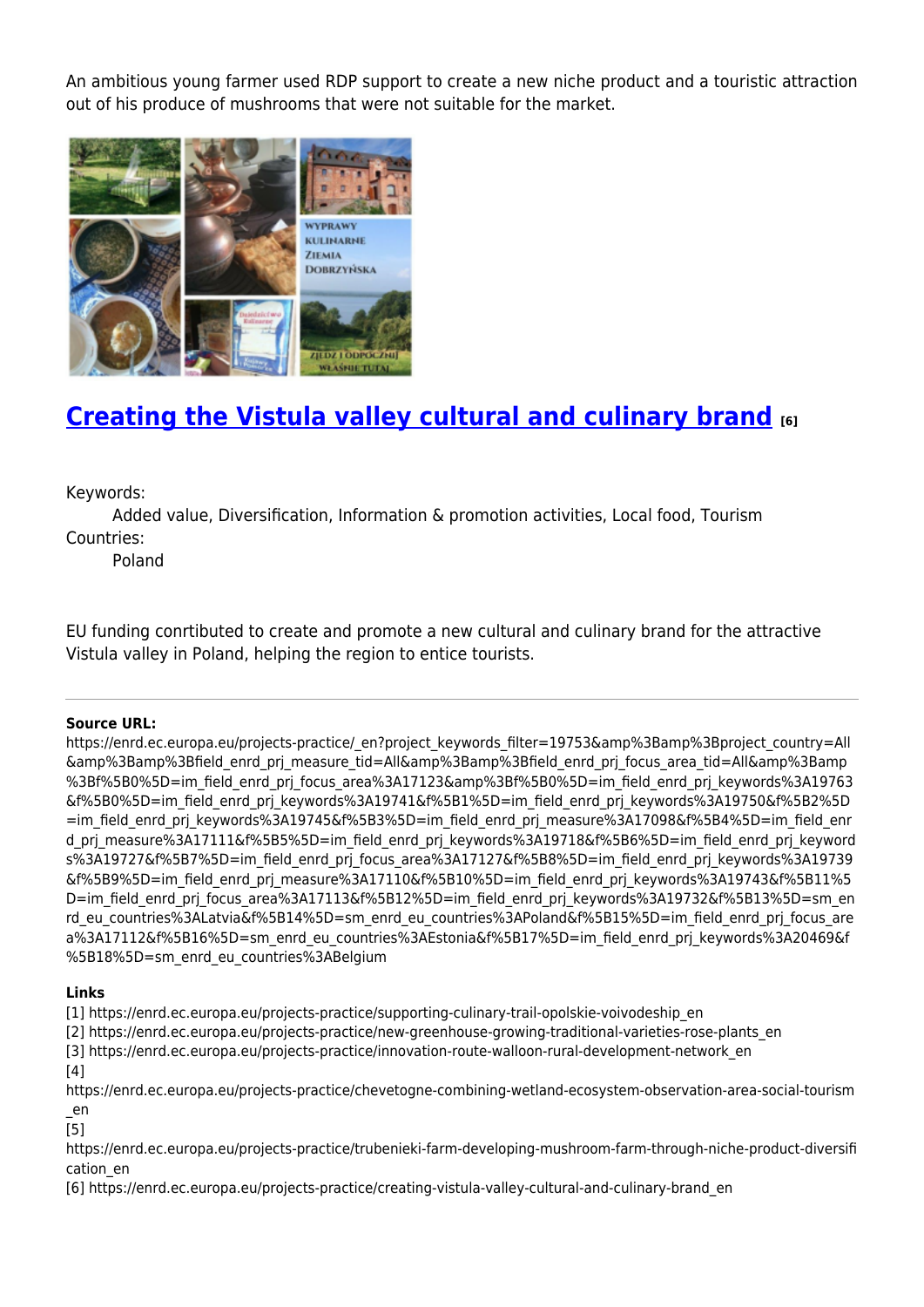An ambitious young farmer used RDP support to create a new niche product and a touristic attraction out of his produce of mushrooms that were not suitable for the market.

## [Creating the Vistula valley cultural and culinary brand](https://enrd.ec.europa.eu/projects-practice/creating-vistula-valley-cultural-and-culinary-brand_en) [6]

Keywords:
Added value, Diversification, Information & promotion activities, Local food, Tourism

Countries:
Poland

EU funding conrtibuted to create and promote a new cultural and culinary brand for the attractive Vistula valley in Poland, helping the region to entice tourists.

---

**Source URL:**
https://enrd.ec.europa.eu/projects-practice/_en?project_keywords_filter=19753&amp%3Bamp%3Bproject_country=All&amp%3Bamp%3Bfield_enrd_prj_measure_tid=All&amp%3Bamp%3Bfield_enrd_prj_focus_area_tid=All&amp%3Bamp%3Bf%5B0%5D=im_field_enrd_prj_focus_area%3A17123&amp%3Bf%5B0%5D=im_field_enrd_prj_keywords%3A19763&f%5B0%5D=im_field_enrd_prj_keywords%3A19741&f%5B1%5D=im_field_enrd_prj_keywords%3A19750&f%5B2%5D=im_field_enrd_prj_keywords%3A19745&f%5B3%5D=im_field_enrd_prj_measure%3A17098&f%5B4%5D=im_field_enrd_prj_measure%3A17111&f%5B5%5D=im_field_enrd_prj_keywords%3A19718&f%5B6%5D=im_field_enrd_prj_keywords%3A19727&f%5B7%5D=im_field_enrd_prj_focus_area%3A17127&f%5B8%5D=im_field_enrd_prj_keywords%3A19739&f%5B9%5D=im_field_enrd_prj_measure%3A17110&f%5B10%5D=im_field_enrd_prj_keywords%3A19743&f%5B11%5D=im_field_enrd_prj_focus_area%3A17113&f%5B12%5D=im_field_enrd_prj_keywords%3A19732&f%5B13%5D=sm_enrd_eu_countries%3ALatvia&f%5B14%5D=sm_enrd_eu_countries%3APoland&f%5B15%5D=im_field_enrd_prj_focus_area%3A17112&f%5B16%5D=sm_enrd_eu_countries%3AEstonia&f%5B17%5D=im_field_enrd_prj_keywords%3A20469&f%5B18%5D=sm_enrd_eu_countries%3ABelgium

**Links**

[1] https://enrd.ec.europa.eu/projects-practice/supporting-culinary-trail-opolskie-voivodeship_en
[2] https://enrd.ec.europa.eu/projects-practice/new-greenhouse-growing-traditional-varieties-rose-plants_en
[3] https://enrd.ec.europa.eu/projects-practice/innovation-route-walloon-rural-development-network_en
[4] https://enrd.ec.europa.eu/projects-practice/chevetogne-combining-wetland-ecosystem-observation-area-social-tourism_en
[5] https://enrd.ec.europa.eu/projects-practice/trubenieki-farm-developing-mushroom-farm-through-niche-product-diversification_en
[6] https://enrd.ec.europa.eu/projects-practice/creating-vistula-valley-cultural-and-culinary-brand_en